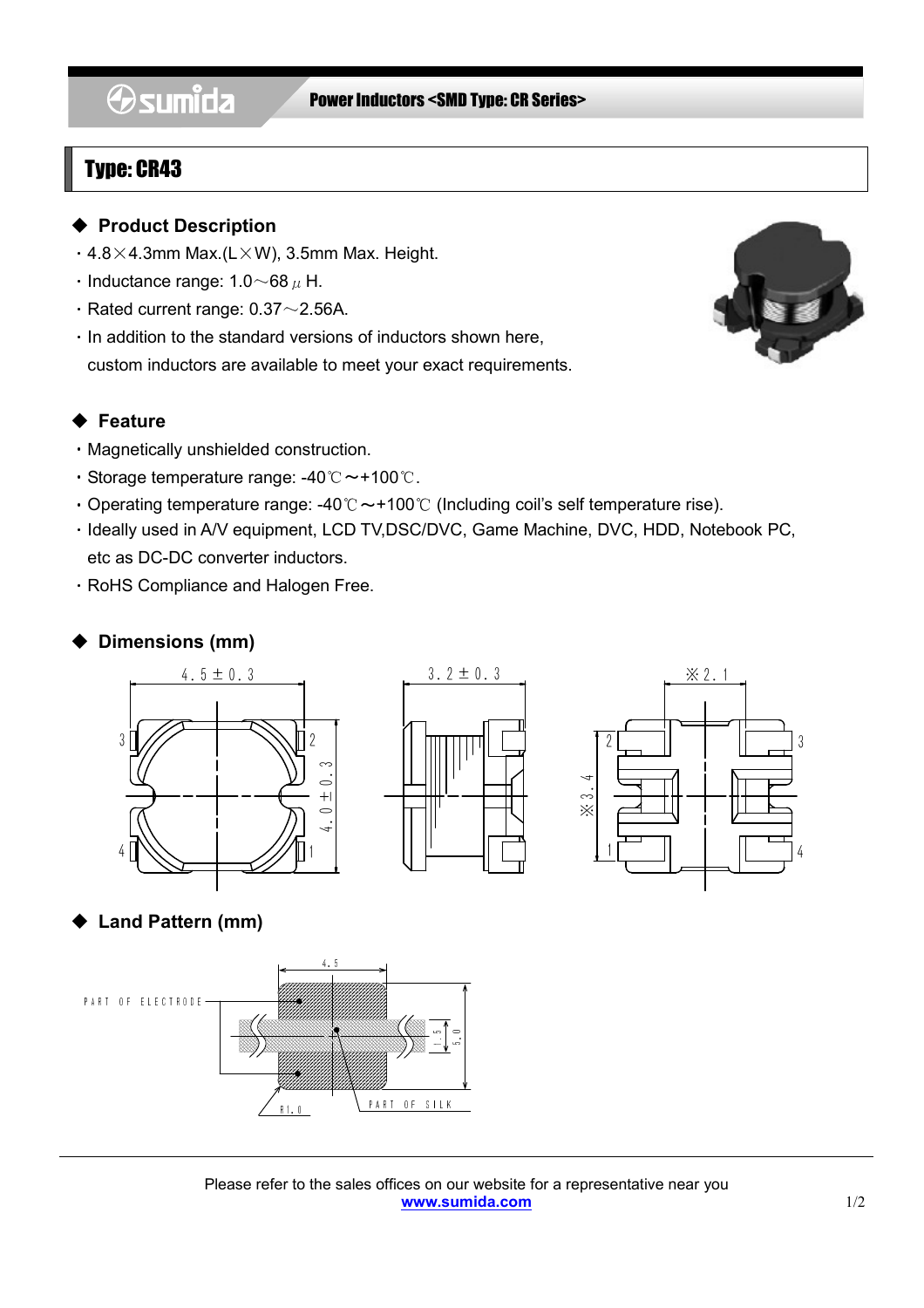Power Inductors <SMD Type: CR Series>

# Type: CR43

## ◆ Product Description

- 4.8×4.3mm Max.(L×W), 3.5mm Max. Height.
- Inductance range: 1.0～68 μH.
- Rated current range: 0.37～2.56A.
- In addition to the standard versions of inductors shown here, custom inductors are available to meet your exact requirements.

## ◆ Feature

- Magnetically unshielded construction.
- Storage temperature range: -40℃～+100℃.
- Operating temperature range: -40℃～+100℃ (Including coil's self temperature rise).
- Ideally used in A/V equipment, LCD TV,DSC/DVC, Game Machine, DVC, HDD, Notebook PC, etc as DC-DC converter inductors.
- RoHS Compliance and Halogen Free.

## ◆ Dimensions (mm)

4.5±0.3

4.0±0.3

3.2±0.3

※2.1

※3.4

## ◆ Land Pattern (mm)

4.5

PART OF ELECTRODE

1.5

5.0

R1.0

PART OF SILK

Please refer to the sales offices on our website for a representative near you
www.sumida.com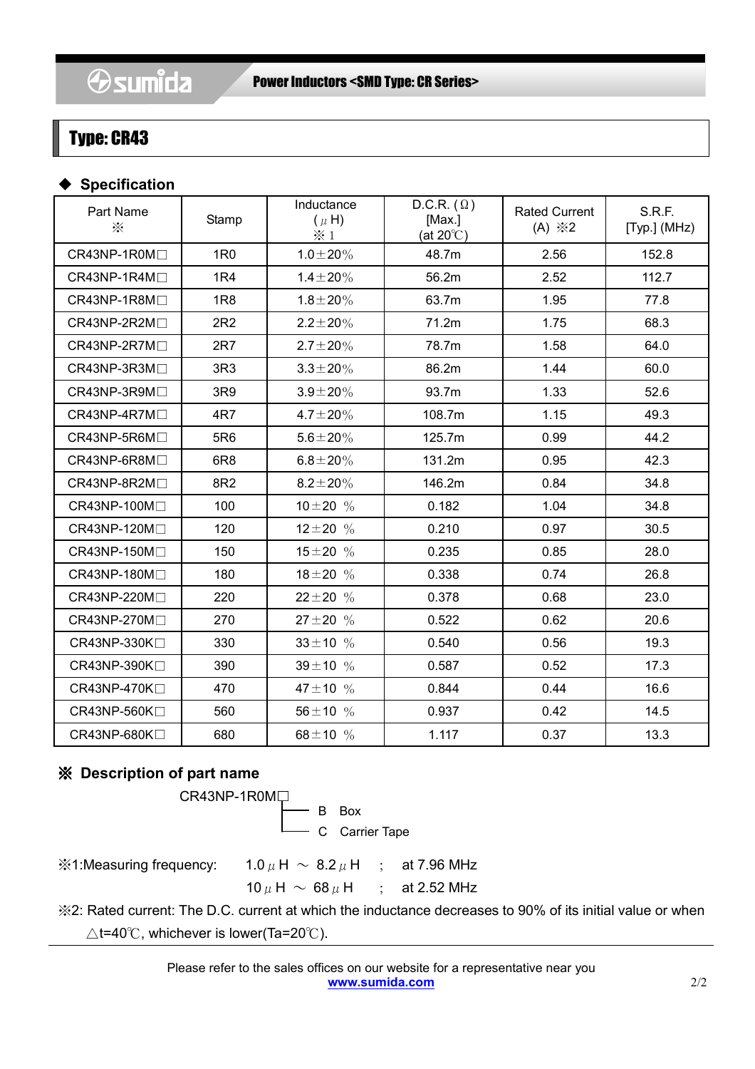# Power Inductors <SMD Type: CR Series>

## Type: CR43

### ◆ Specification

| Part Name ※ | Stamp | Inductance (μH) ※1 | D.C.R. (Ω) [Max.] (at 20℃) | Rated Current (A) ※2 | S.R.F. [Typ.] (MHz) |
|---|---|---|---|---|---|
| CR43NP-1R0M□ | 1R0 | 1.0±20% | 48.7m | 2.56 | 152.8 |
| CR43NP-1R4M□ | 1R4 | 1.4±20% | 56.2m | 2.52 | 112.7 |
| CR43NP-1R8M□ | 1R8 | 1.8±20% | 63.7m | 1.95 | 77.8 |
| CR43NP-2R2M□ | 2R2 | 2.2±20% | 71.2m | 1.75 | 68.3 |
| CR43NP-2R7M□ | 2R7 | 2.7±20% | 78.7m | 1.58 | 64.0 |
| CR43NP-3R3M□ | 3R3 | 3.3±20% | 86.2m | 1.44 | 60.0 |
| CR43NP-3R9M□ | 3R9 | 3.9±20% | 93.7m | 1.33 | 52.6 |
| CR43NP-4R7M□ | 4R7 | 4.7±20% | 108.7m | 1.15 | 49.3 |
| CR43NP-5R6M□ | 5R6 | 5.6±20% | 125.7m | 0.99 | 44.2 |
| CR43NP-6R8M□ | 6R8 | 6.8±20% | 131.2m | 0.95 | 42.3 |
| CR43NP-8R2M□ | 8R2 | 8.2±20% | 146.2m | 0.84 | 34.8 |
| CR43NP-100M□ | 100 | 10±20 % | 0.182 | 1.04 | 34.8 |
| CR43NP-120M□ | 120 | 12±20 % | 0.210 | 0.97 | 30.5 |
| CR43NP-150M□ | 150 | 15±20 % | 0.235 | 0.85 | 28.0 |
| CR43NP-180M□ | 180 | 18±20 % | 0.338 | 0.74 | 26.8 |
| CR43NP-220M□ | 220 | 22±20 % | 0.378 | 0.68 | 23.0 |
| CR43NP-270M□ | 270 | 27±20 % | 0.522 | 0.62 | 20.6 |
| CR43NP-330K□ | 330 | 33±10 % | 0.540 | 0.56 | 19.3 |
| CR43NP-390K□ | 390 | 39±10 % | 0.587 | 0.52 | 17.3 |
| CR43NP-470K□ | 470 | 47±10 % | 0.844 | 0.44 | 16.6 |
| CR43NP-560K□ | 560 | 56±10 % | 0.937 | 0.42 | 14.5 |
| CR43NP-680K□ | 680 | 68±10 % | 1.117 | 0.37 | 13.3 |

### ※ Description of part name

CR43NP-1R0M□
- B Box
- C Carrier Tape

※1:Measuring frequency: 1.0μH ～ 8.2μH ; at 7.96 MHz
10μH ～ 68μH ; at 2.52 MHz

※2: Rated current: The D.C. current at which the inductance decreases to 90% of its initial value or when △t=40℃, whichever is lower(Ta=20℃).

Please refer to the sales offices on our website for a representative near you
www.sumida.com